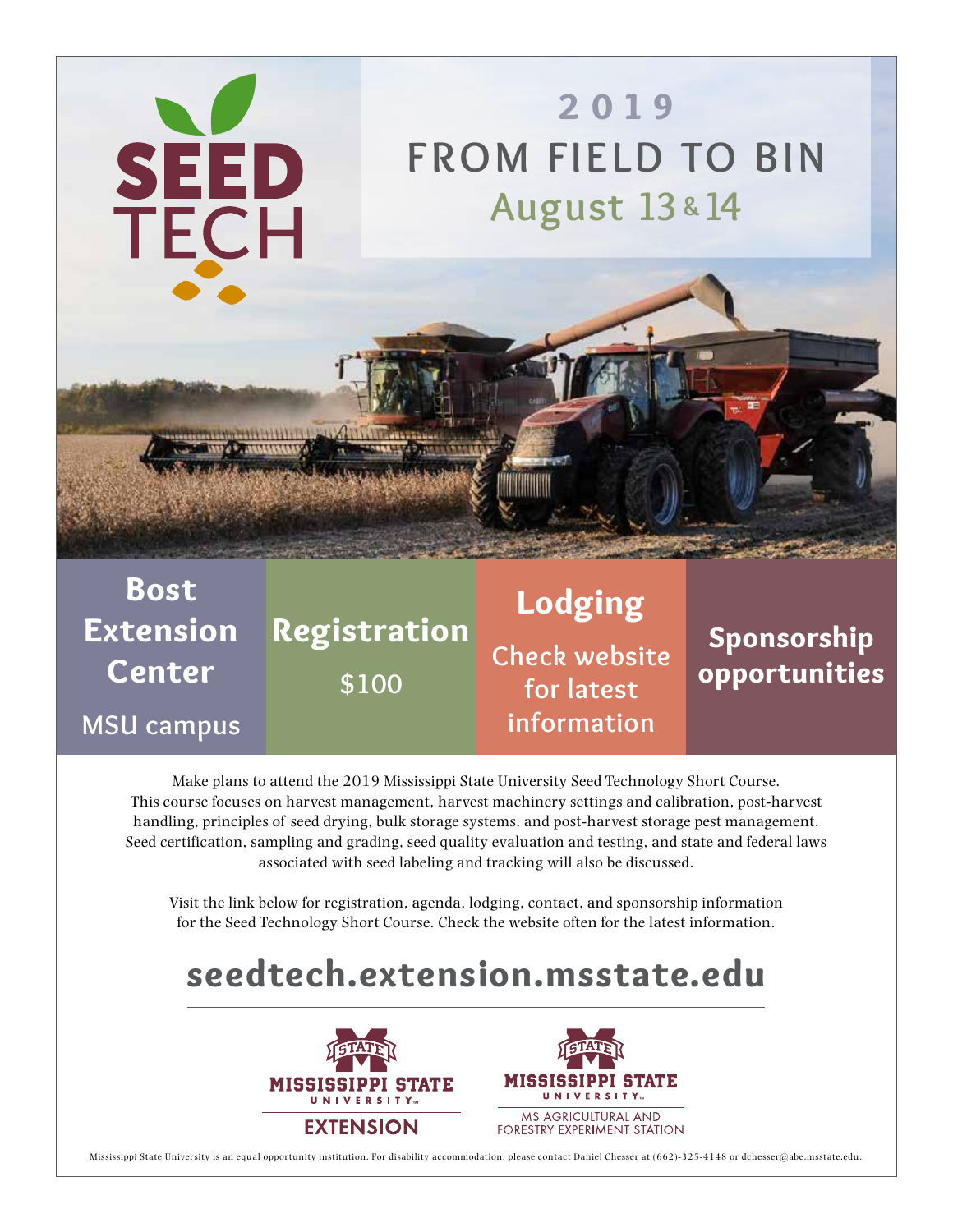# SEED TECH

## 2019
## FROM FIELD TO BIN
### August 13 & 14

**Bost Extension Center**
MSU campus

**Registration**
$100

**Lodging**
Check website for latest information

**Sponsorship opportunities**

Make plans to attend the 2019 Mississippi State University Seed Technology Short Course. This course focuses on harvest management, harvest machinery settings and calibration, post-harvest handling, principles of seed drying, bulk storage systems, and post-harvest storage pest management. Seed certification, sampling and grading, seed quality evaluation and testing, and state and federal laws associated with seed labeling and tracking will also be discussed.

Visit the link below for registration, agenda, lodging, contact, and sponsorship information for the Seed Technology Short Course. Check the website often for the latest information.

## seedtech.extension.msstate.edu

MISSISSIPPI STATE UNIVERSITY EXTENSION

MISSISSIPPI STATE UNIVERSITY MS AGRICULTURAL AND FORESTRY EXPERIMENT STATION

Mississippi State University is an equal opportunity institution. For disability accommodation, please contact Daniel Chesser at (662)-325-4148 or dchesser@abe.msstate.edu.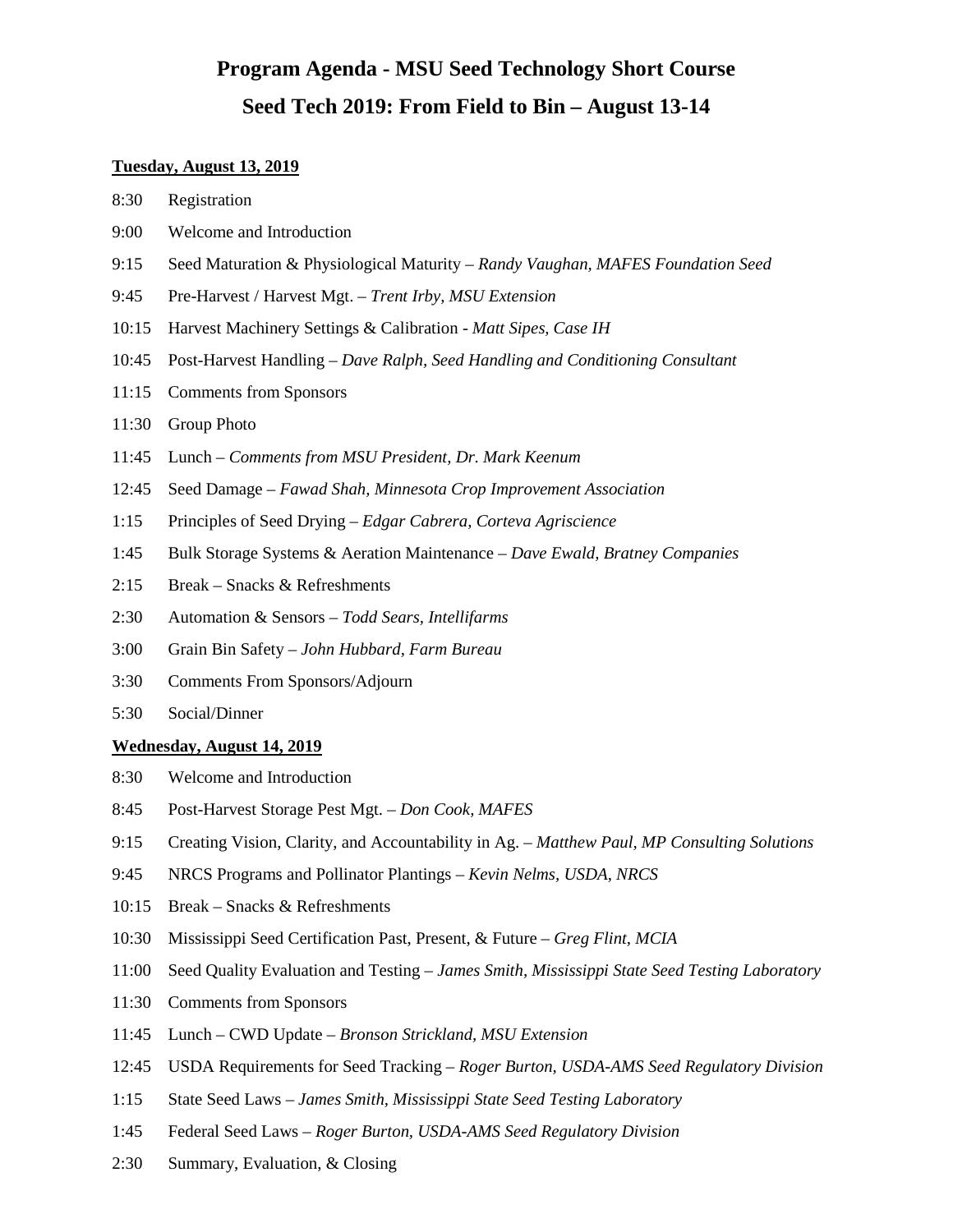# Program Agenda - MSU Seed Technology Short Course

## Seed Tech 2019: From Field to Bin – August 13-14

**Tuesday, August 13, 2019**

8:30 Registration

9:00 Welcome and Introduction

9:15 Seed Maturation & Physiological Maturity – *Randy Vaughan, MAFES Foundation Seed*

9:45 Pre-Harvest / Harvest Mgt. – *Trent Irby, MSU Extension*

10:15 Harvest Machinery Settings & Calibration - *Matt Sipes, Case IH*

10:45 Post-Harvest Handling – *Dave Ralph, Seed Handling and Conditioning Consultant*

11:15 Comments from Sponsors

11:30 Group Photo

11:45 Lunch – *Comments from MSU President, Dr. Mark Keenum*

12:45 Seed Damage – *Fawad Shah, Minnesota Crop Improvement Association*

1:15 Principles of Seed Drying – *Edgar Cabrera, Corteva Agriscience*

1:45 Bulk Storage Systems & Aeration Maintenance – *Dave Ewald, Bratney Companies*

2:15 Break – Snacks & Refreshments

2:30 Automation & Sensors – *Todd Sears, Intellifarms*

3:00 Grain Bin Safety – *John Hubbard, Farm Bureau*

3:30 Comments From Sponsors/Adjourn

5:30 Social/Dinner

**Wednesday, August 14, 2019**

8:30 Welcome and Introduction

8:45 Post-Harvest Storage Pest Mgt. – *Don Cook, MAFES*

9:15 Creating Vision, Clarity, and Accountability in Ag. – *Matthew Paul, MP Consulting Solutions*

9:45 NRCS Programs and Pollinator Plantings – *Kevin Nelms, USDA, NRCS*

10:15 Break – Snacks & Refreshments

10:30 Mississippi Seed Certification Past, Present, & Future – *Greg Flint, MCIA*

11:00 Seed Quality Evaluation and Testing – *James Smith, Mississippi State Seed Testing Laboratory*

11:30 Comments from Sponsors

11:45 Lunch – CWD Update – *Bronson Strickland, MSU Extension*

12:45 USDA Requirements for Seed Tracking – *Roger Burton, USDA-AMS Seed Regulatory Division*

1:15 State Seed Laws – *James Smith, Mississippi State Seed Testing Laboratory*

1:45 Federal Seed Laws – *Roger Burton, USDA-AMS Seed Regulatory Division*

2:30 Summary, Evaluation, & Closing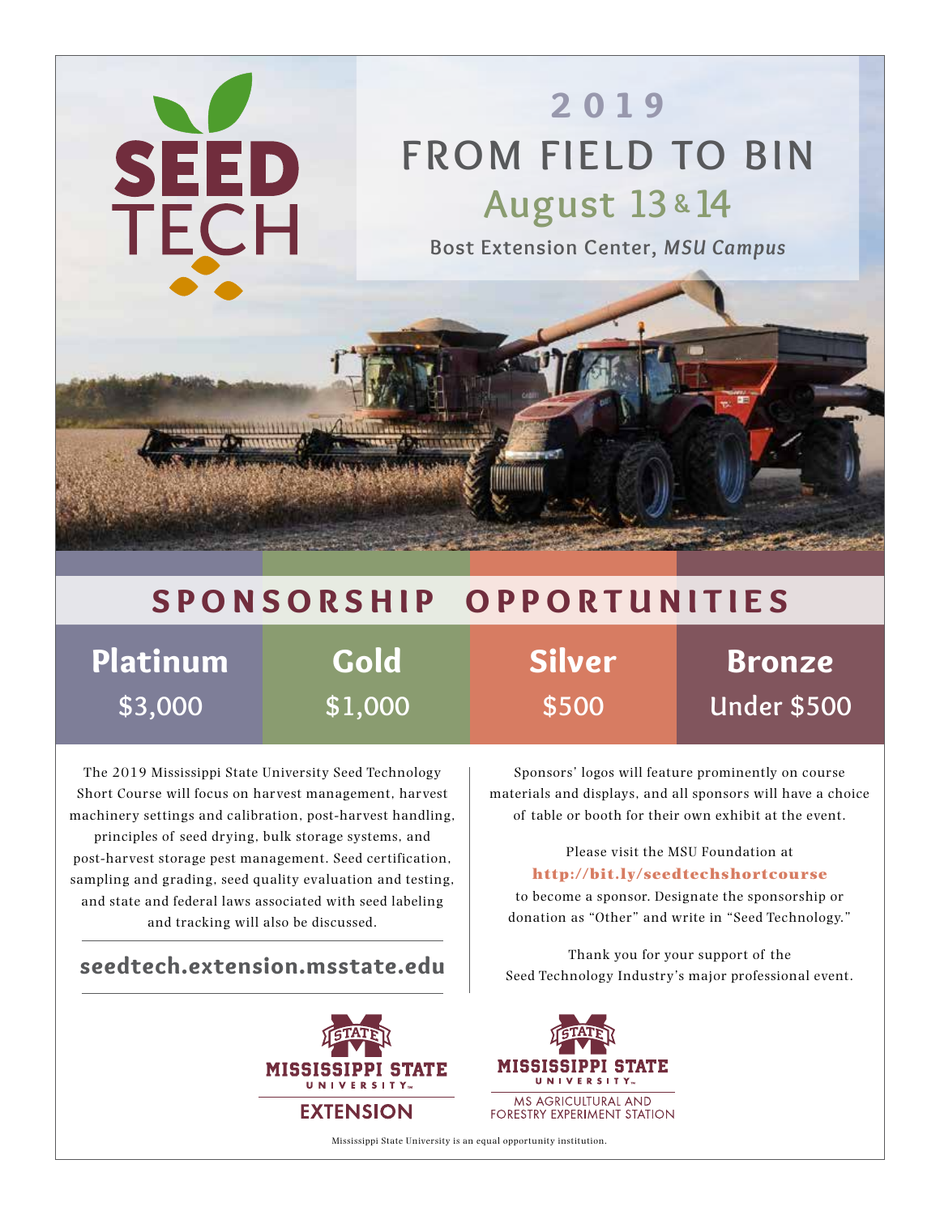SEED TECH

# 2019 FROM FIELD TO BIN

## August 13 & 14

Bost Extension Center, *MSU Campus*

## SPONSORSHIP OPPORTUNITIES

| Platinum | Gold | Silver | Bronze |
|---|---|---|---|
| $3,000 | $1,000 | $500 | Under $500 |

The 2019 Mississippi State University Seed Technology Short Course will focus on harvest management, harvest machinery settings and calibration, post-harvest handling, principles of seed drying, bulk storage systems, and post-harvest storage pest management. Seed certification, sampling and grading, seed quality evaluation and testing, and state and federal laws associated with seed labeling and tracking will also be discussed.

**seedtech.extension.msstate.edu**

Sponsors' logos will feature prominently on course materials and displays, and all sponsors will have a choice of table or booth for their own exhibit at the event.

Please visit the MSU Foundation at **http://bit.ly/seedtechshortcourse** to become a sponsor. Designate the sponsorship or donation as "Other" and write in "Seed Technology."

Thank you for your support of the Seed Technology Industry's major professional event.

MISSISSIPPI STATE UNIVERSITY EXTENSION

MISSISSIPPI STATE UNIVERSITY MS AGRICULTURAL AND FORESTRY EXPERIMENT STATION

Mississippi State University is an equal opportunity institution.